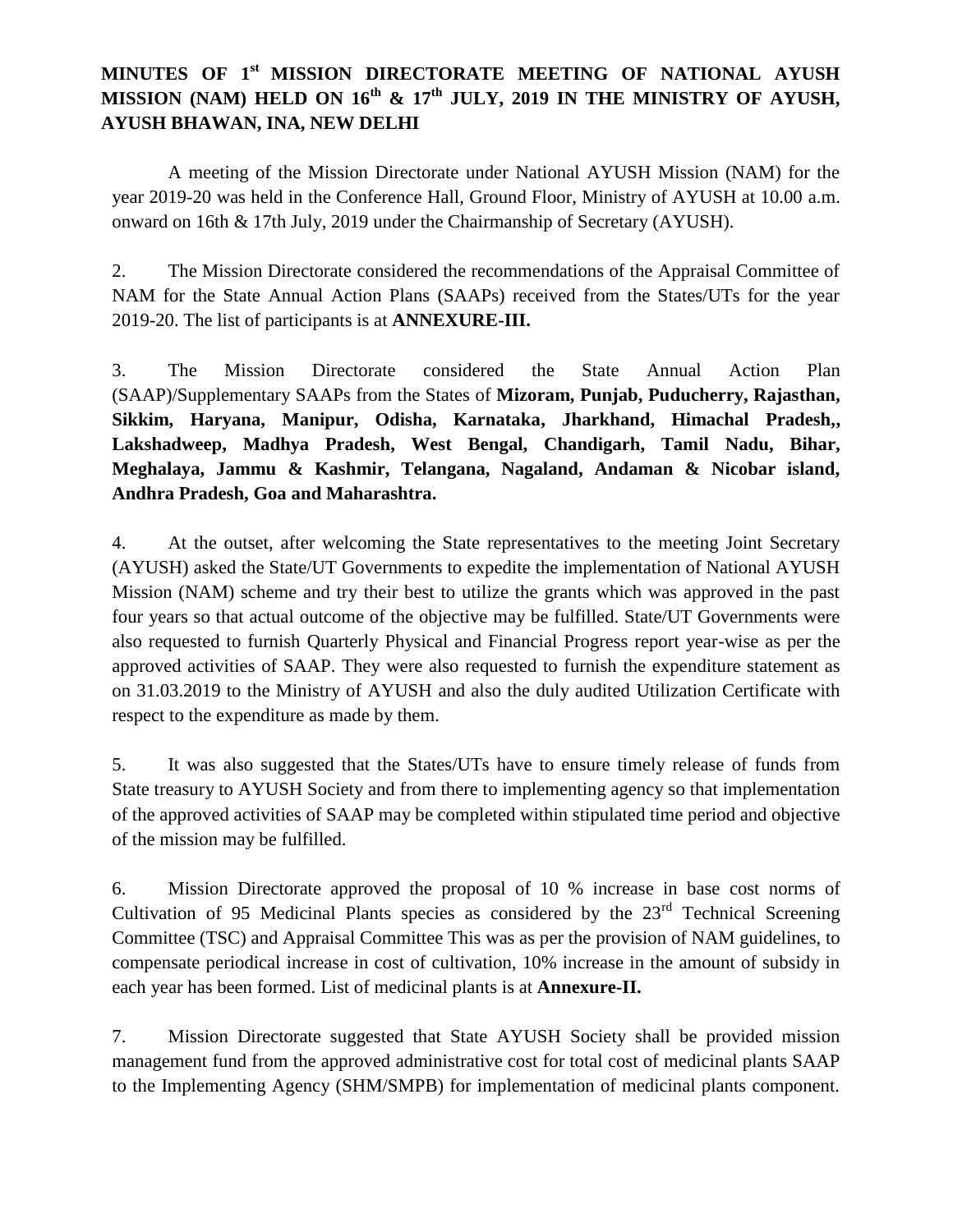# MINUTES OF 1st MISSION DIRECTORATE MEETING OF NATIONAL AYUSH MISSION (NAM) HELD ON 16th & 17th JULY, 2019 IN THE MINISTRY OF AYUSH, AYUSH BHAWAN, INA, NEW DELHI

A meeting of the Mission Directorate under National AYUSH Mission (NAM) for the year 2019-20 was held in the Conference Hall, Ground Floor, Ministry of AYUSH at 10.00 a.m. onward on 16th & 17th July, 2019 under the Chairmanship of Secretary (AYUSH).

2. The Mission Directorate considered the recommendations of the Appraisal Committee of NAM for the State Annual Action Plans (SAAPs) received from the States/UTs for the year 2019-20. The list of participants is at **ANNEXURE-III.**

3. The Mission Directorate considered the State Annual Action Plan (SAAP)/Supplementary SAAPs from the States of **Mizoram, Punjab, Puducherry, Rajasthan, Sikkim, Haryana, Manipur, Odisha, Karnataka, Jharkhand, Himachal Pradesh,, Lakshadweep, Madhya Pradesh, West Bengal, Chandigarh, Tamil Nadu, Bihar, Meghalaya, Jammu & Kashmir, Telangana, Nagaland, Andaman & Nicobar island, Andhra Pradesh, Goa and Maharashtra.**

4. At the outset, after welcoming the State representatives to the meeting Joint Secretary (AYUSH) asked the State/UT Governments to expedite the implementation of National AYUSH Mission (NAM) scheme and try their best to utilize the grants which was approved in the past four years so that actual outcome of the objective may be fulfilled. State/UT Governments were also requested to furnish Quarterly Physical and Financial Progress report year-wise as per the approved activities of SAAP. They were also requested to furnish the expenditure statement as on 31.03.2019 to the Ministry of AYUSH and also the duly audited Utilization Certificate with respect to the expenditure as made by them.

5. It was also suggested that the States/UTs have to ensure timely release of funds from State treasury to AYUSH Society and from there to implementing agency so that implementation of the approved activities of SAAP may be completed within stipulated time period and objective of the mission may be fulfilled.

6. Mission Directorate approved the proposal of 10 % increase in base cost norms of Cultivation of 95 Medicinal Plants species as considered by the 23rd Technical Screening Committee (TSC) and Appraisal Committee This was as per the provision of NAM guidelines, to compensate periodical increase in cost of cultivation, 10% increase in the amount of subsidy in each year has been formed. List of medicinal plants is at **Annexure-II.**

7. Mission Directorate suggested that State AYUSH Society shall be provided mission management fund from the approved administrative cost for total cost of medicinal plants SAAP to the Implementing Agency (SHM/SMPB) for implementation of medicinal plants component.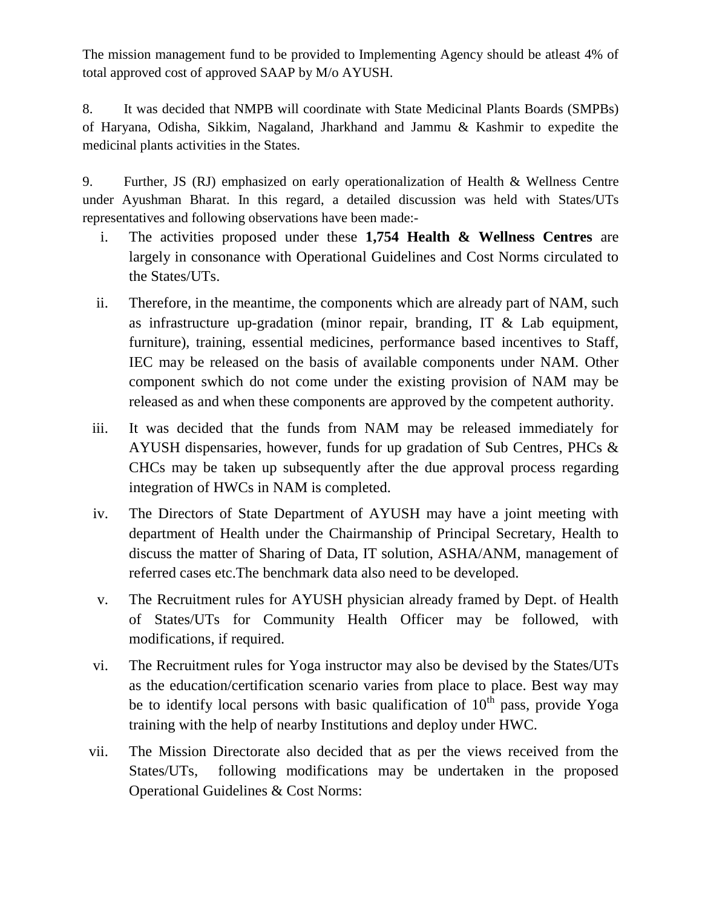The mission management fund to be provided to Implementing Agency should be atleast 4% of total approved cost of approved SAAP by M/o AYUSH.

8. It was decided that NMPB will coordinate with State Medicinal Plants Boards (SMPBs) of Haryana, Odisha, Sikkim, Nagaland, Jharkhand and Jammu & Kashmir to expedite the medicinal plants activities in the States.

9. Further, JS (RJ) emphasized on early operationalization of Health & Wellness Centre under Ayushman Bharat. In this regard, a detailed discussion was held with States/UTs representatives and following observations have been made:-

i. The activities proposed under these **1,754 Health & Wellness Centres** are largely in consonance with Operational Guidelines and Cost Norms circulated to the States/UTs.

ii. Therefore, in the meantime, the components which are already part of NAM, such as infrastructure up-gradation (minor repair, branding, IT & Lab equipment, furniture), training, essential medicines, performance based incentives to Staff, IEC may be released on the basis of available components under NAM. Other component swhich do not come under the existing provision of NAM may be released as and when these components are approved by the competent authority.

iii. It was decided that the funds from NAM may be released immediately for AYUSH dispensaries, however, funds for up gradation of Sub Centres, PHCs & CHCs may be taken up subsequently after the due approval process regarding integration of HWCs in NAM is completed.

iv. The Directors of State Department of AYUSH may have a joint meeting with department of Health under the Chairmanship of Principal Secretary, Health to discuss the matter of Sharing of Data, IT solution, ASHA/ANM, management of referred cases etc.The benchmark data also need to be developed.

v. The Recruitment rules for AYUSH physician already framed by Dept. of Health of States/UTs for Community Health Officer may be followed, with modifications, if required.

vi. The Recruitment rules for Yoga instructor may also be devised by the States/UTs as the education/certification scenario varies from place to place. Best way may be to identify local persons with basic qualification of 10th pass, provide Yoga training with the help of nearby Institutions and deploy under HWC.

vii. The Mission Directorate also decided that as per the views received from the States/UTs, following modifications may be undertaken in the proposed Operational Guidelines & Cost Norms: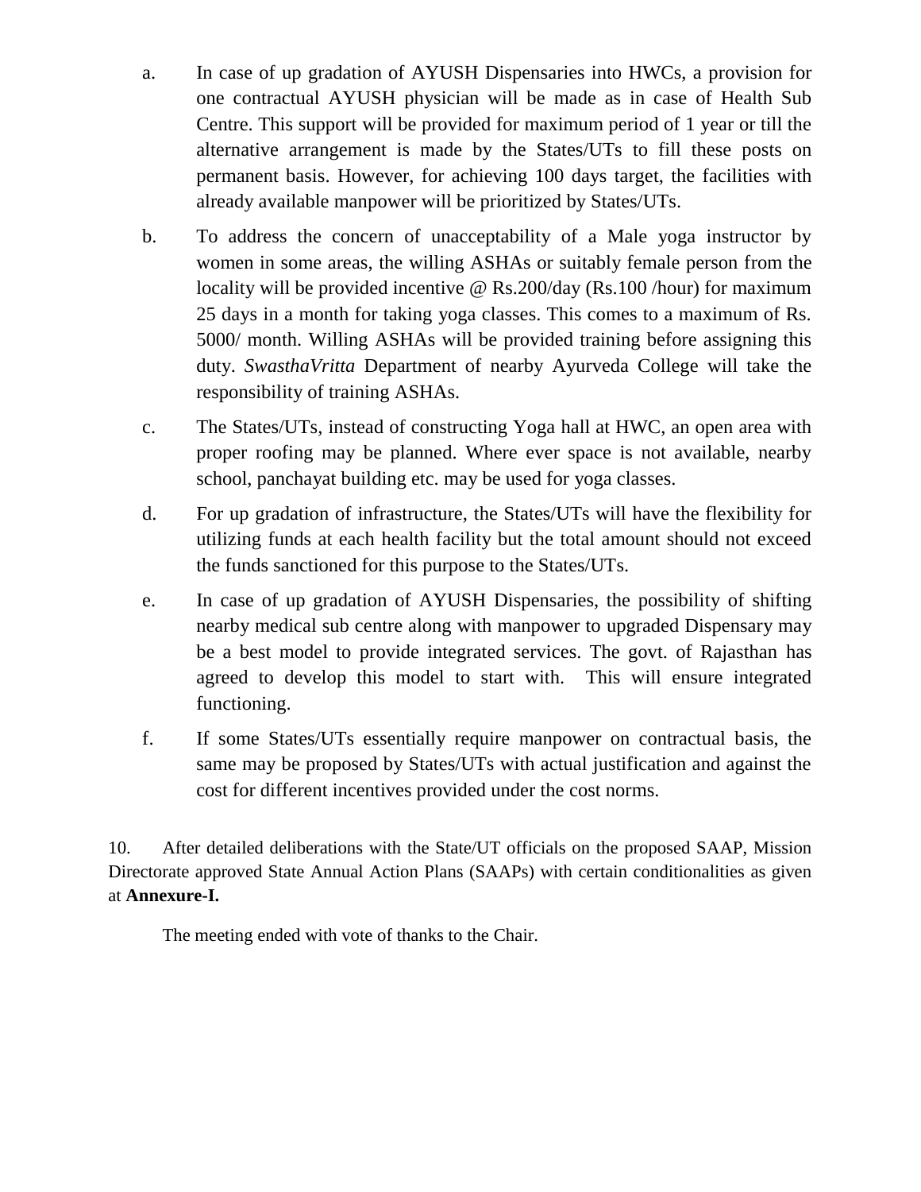a. In case of up gradation of AYUSH Dispensaries into HWCs, a provision for one contractual AYUSH physician will be made as in case of Health Sub Centre. This support will be provided for maximum period of 1 year or till the alternative arrangement is made by the States/UTs to fill these posts on permanent basis. However, for achieving 100 days target, the facilities with already available manpower will be prioritized by States/UTs.

b. To address the concern of unacceptability of a Male yoga instructor by women in some areas, the willing ASHAs or suitably female person from the locality will be provided incentive @ Rs.200/day (Rs.100 /hour) for maximum 25 days in a month for taking yoga classes. This comes to a maximum of Rs. 5000/ month. Willing ASHAs will be provided training before assigning this duty. *SwasthaVritta* Department of nearby Ayurveda College will take the responsibility of training ASHAs.

c. The States/UTs, instead of constructing Yoga hall at HWC, an open area with proper roofing may be planned. Where ever space is not available, nearby school, panchayat building etc. may be used for yoga classes.

d. For up gradation of infrastructure, the States/UTs will have the flexibility for utilizing funds at each health facility but the total amount should not exceed the funds sanctioned for this purpose to the States/UTs.

e. In case of up gradation of AYUSH Dispensaries, the possibility of shifting nearby medical sub centre along with manpower to upgraded Dispensary may be a best model to provide integrated services. The govt. of Rajasthan has agreed to develop this model to start with. This will ensure integrated functioning.

f. If some States/UTs essentially require manpower on contractual basis, the same may be proposed by States/UTs with actual justification and against the cost for different incentives provided under the cost norms.

10. After detailed deliberations with the State/UT officials on the proposed SAAP, Mission Directorate approved State Annual Action Plans (SAAPs) with certain conditionalities as given at **Annexure-I.**

The meeting ended with vote of thanks to the Chair.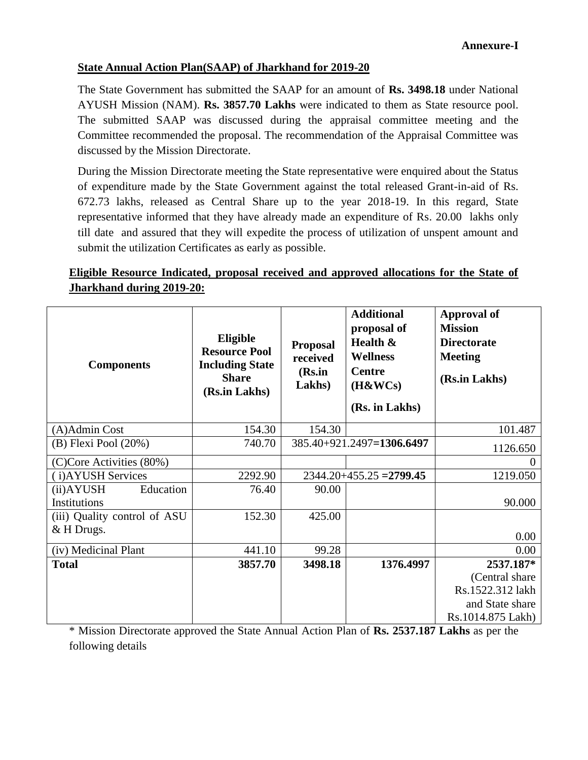**Annexure-I**

**State Annual Action Plan(SAAP) of Jharkhand for 2019-20**

The State Government has submitted the SAAP for an amount of **Rs. 3498.18** under National AYUSH Mission (NAM). **Rs. 3857.70 Lakhs** were indicated to them as State resource pool. The submitted SAAP was discussed during the appraisal committee meeting and the Committee recommended the proposal. The recommendation of the Appraisal Committee was discussed by the Mission Directorate.

During the Mission Directorate meeting the State representative were enquired about the Status of expenditure made by the State Government against the total released Grant-in-aid of Rs. 672.73 lakhs, released as Central Share up to the year 2018-19. In this regard, State representative informed that they have already made an expenditure of Rs. 20.00 lakhs only till date and assured that they will expedite the process of utilization of unspent amount and submit the utilization Certificates as early as possible.

**Eligible Resource Indicated, proposal received and approved allocations for the State of Jharkhand during 2019-20:**

| Components | Eligible Resource Pool Including State Share (Rs.in Lakhs) | Proposal received (Rs.in Lakhs) | Additional proposal of Health & Wellness Centre (H&WCs) (Rs. in Lakhs) | Approval of Mission Directorate Meeting (Rs.in Lakhs) |
|---|---|---|---|---|
| (A)Admin Cost | 154.30 | 154.30 | | 101.487 |
| (B) Flexi Pool (20%) | 740.70 | 385.40+921.2497=**1306.6497** | | 1126.650 |
| (C)Core Activities (80%) | | | | 0 |
| ( i)AYUSH Services | 2292.90 | 2344.20+455.25 =**2799.45** | | 1219.050 |
| (ii)AYUSH Education Institutions | 76.40 | 90.00 | | 90.000 |
| (iii) Quality control of ASU & H Drugs. | 152.30 | 425.00 | | 0.00 |
| (iv) Medicinal Plant | 441.10 | 99.28 | | 0.00 |
| **Total** | **3857.70** | **3498.18** | **1376.4997** | **2537.187*** (Central share Rs.1522.312 lakh and State share Rs.1014.875 Lakh) |

\* Mission Directorate approved the State Annual Action Plan of **Rs. 2537.187 Lakhs** as per the following details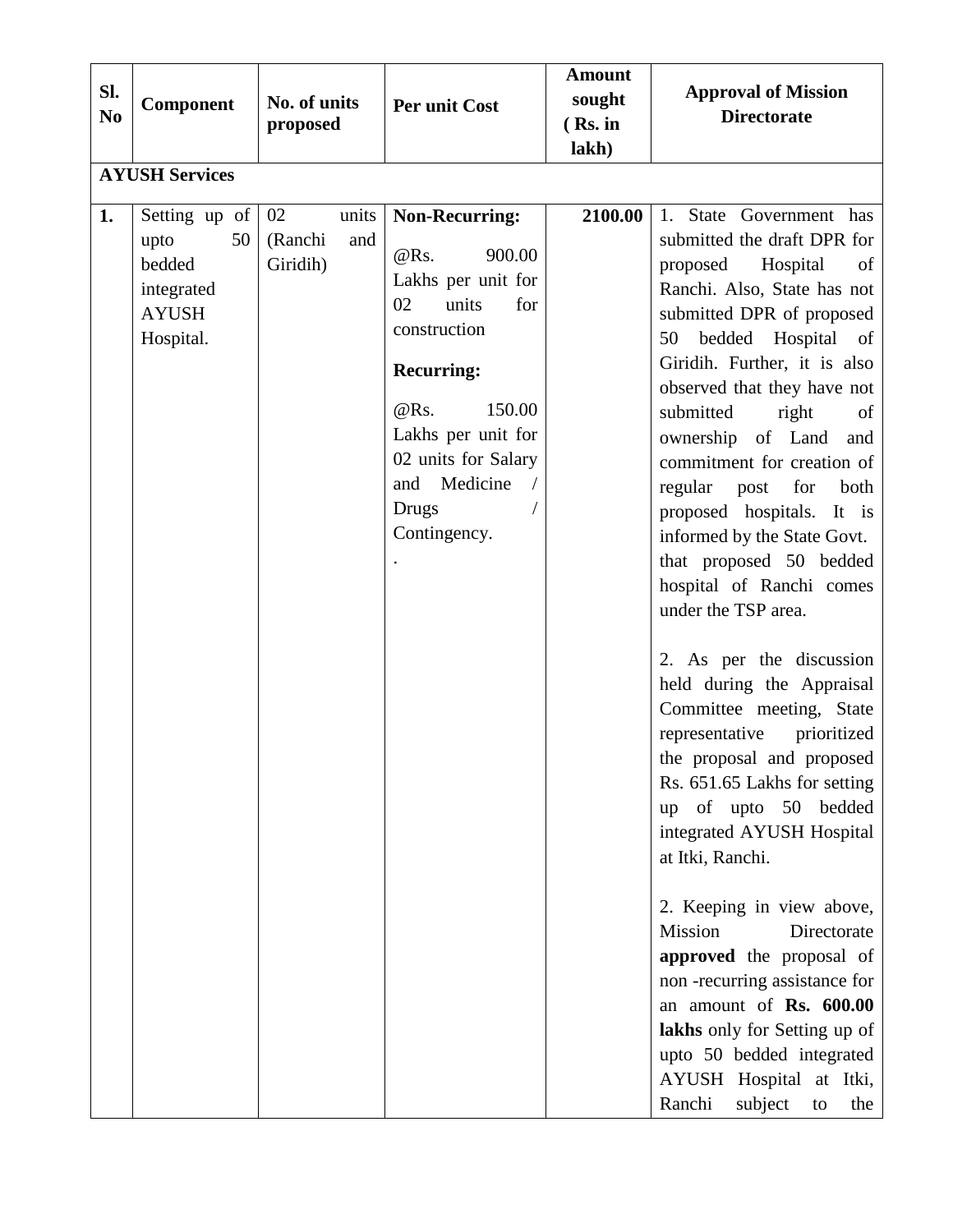| Sl. No | Component | No. of units proposed | Per unit Cost | Amount sought ( Rs. in lakh) | Approval of Mission Directorate |
|---|---|---|---|---|---|
| **AYUSH Services** | | | | | |
| **1.** | Setting up of upto 50 bedded integrated AYUSH Hospital. | 02 units (Ranchi and Giridih) | **Non-Recurring:**<br><br>@Rs. 900.00 Lakhs per unit for 02 units for construction<br><br>**Recurring:**<br><br>@Rs. 150.00 Lakhs per unit for 02 units for Salary and Medicine / Drugs / Contingency.<br><br>. | **2100.00** | 1. State Government has submitted the draft DPR for proposed Hospital of Ranchi. Also, State has not submitted DPR of proposed 50 bedded Hospital of Giridih. Further, it is also observed that they have not submitted right of ownership of Land and commitment for creation of regular post for both proposed hospitals. It is informed by the State Govt. that proposed 50 bedded hospital of Ranchi comes under the TSP area.<br><br>2. As per the discussion held during the Appraisal Committee meeting, State representative prioritized the proposal and proposed Rs. 651.65 Lakhs for setting up of upto 50 bedded integrated AYUSH Hospital at Itki, Ranchi.<br><br>2. Keeping in view above, Mission Directorate **approved** the proposal of non -recurring assistance for an amount of **Rs. 600.00 lakhs** only for Setting up of upto 50 bedded integrated AYUSH Hospital at Itki, Ranchi subject to the |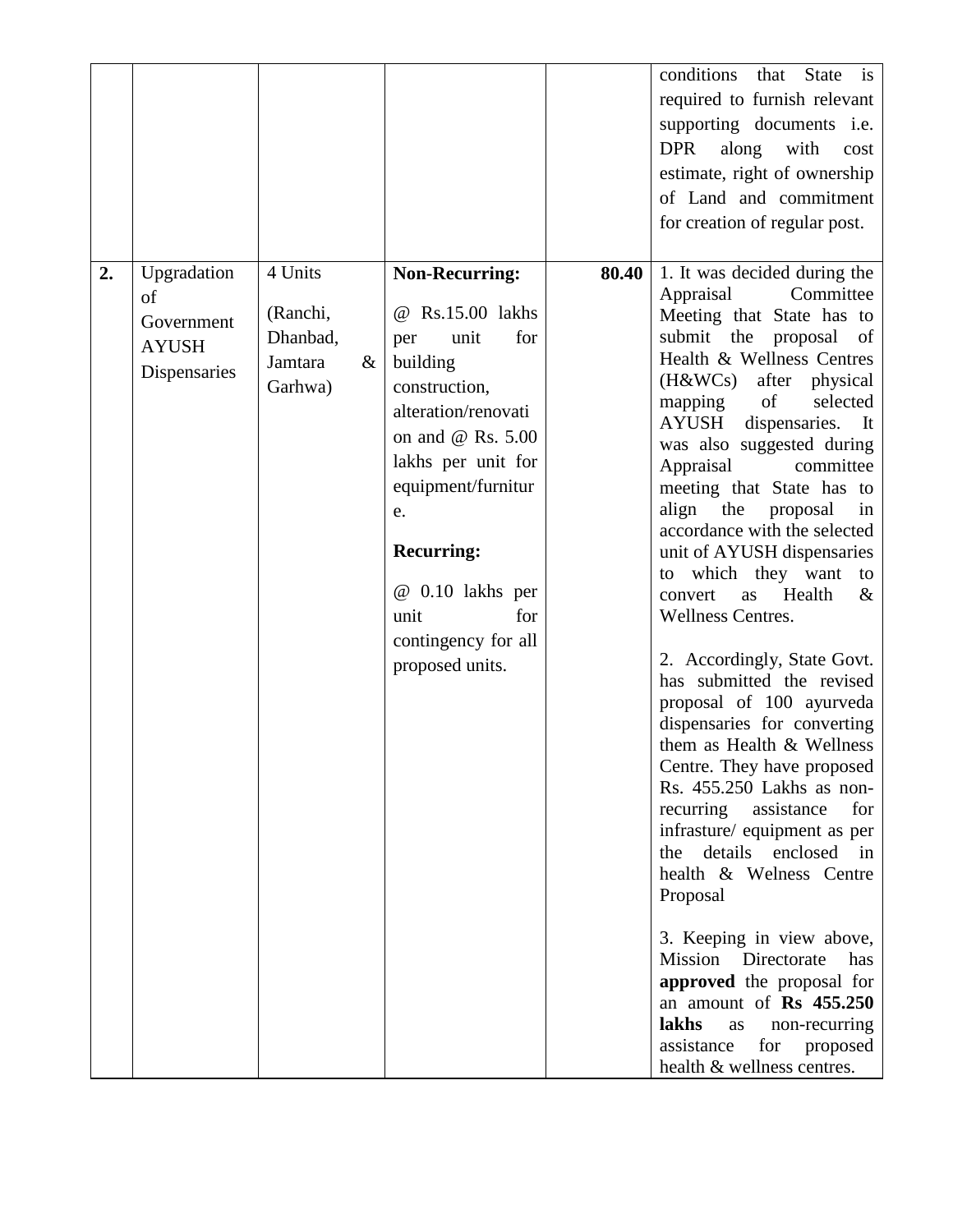| | | | | | |
|---|---|---|---|---|---|
| | | | | | conditions that State is required to furnish relevant supporting documents i.e. DPR along with cost estimate, right of ownership of Land and commitment for creation of regular post. |
| **2.** | Upgradation of Government AYUSH Dispensaries | 4 Units<br><br>(Ranchi, Dhanbad, Jamtara & Garhwa) | **Non-Recurring:**<br><br>@ Rs.15.00 lakhs per unit for building construction, alteration/renovation and @ Rs. 5.00 lakhs per unit for equipment/furniture.<br><br>**Recurring:**<br><br>@ 0.10 lakhs per unit for contingency for all proposed units. | **80.40** | 1. It was decided during the Appraisal Committee Meeting that State has to submit the proposal of Health & Wellness Centres (H&WCs) after physical mapping of selected AYUSH dispensaries. It was also suggested during Appraisal committee meeting that State has to align the proposal in accordance with the selected unit of AYUSH dispensaries to which they want to convert as Health & Wellness Centres.<br><br>2. Accordingly, State Govt. has submitted the revised proposal of 100 ayurveda dispensaries for converting them as Health & Wellness Centre. They have proposed Rs. 455.250 Lakhs as non-recurring assistance for infrasture/ equipment as per the details enclosed in health & Welness Centre Proposal<br><br>3. Keeping in view above, Mission Directorate has **approved** the proposal for an amount of **Rs 455.250 lakhs** as non-recurring assistance for proposed health & wellness centres. |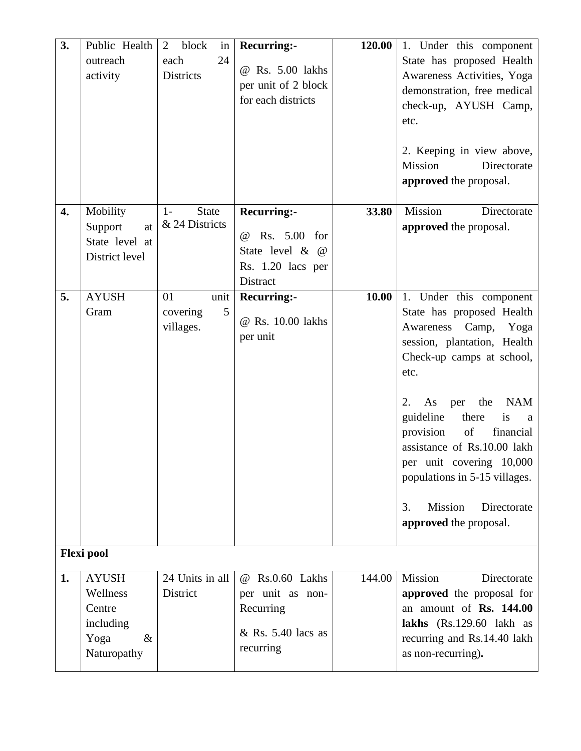| 3. | Public Health outreach activity | 2 block in each 24 Districts | **Recurring:-** @ Rs. 5.00 lakhs per unit of 2 block for each districts | **120.00** | 1. Under this component State has proposed Health Awareness Activities, Yoga demonstration, free medical check-up, AYUSH Camp, etc.<br><br>2. Keeping in view above, Mission Directorate **approved** the proposal. |
|---|---|---|---|---|---|
| **4.** | Mobility Support at State level at District level | 1- State & 24 Districts | **Recurring:-** @ Rs. 5.00 for State level & @ Rs. 1.20 lacs per Distract | **33.80** | Mission Directorate **approved** the proposal. |
| **5.** | AYUSH Gram | 01 unit covering 5 villages. | **Recurring:-** @ Rs. 10.00 lakhs per unit | **10.00** | 1. Under this component State has proposed Health Awareness Camp, Yoga session, plantation, Health Check-up camps at school, etc.<br><br>2. As per the NAM guideline there is a provision of financial assistance of Rs.10.00 lakh per unit covering 10,000 populations in 5-15 villages.<br><br>3. Mission Directorate **approved** the proposal. |
| **Flexi pool** | | | | | |
| **1.** | AYUSH Wellness Centre including Yoga & Naturopathy | 24 Units in all District | @ Rs.0.60 Lakhs per unit as non-Recurring<br><br>& Rs. 5.40 lacs as recurring | 144.00 | Mission Directorate **approved** the proposal for an amount of **Rs. 144.00 lakhs** (Rs.129.60 lakh as recurring and Rs.14.40 lakh as non-recurring)**.** |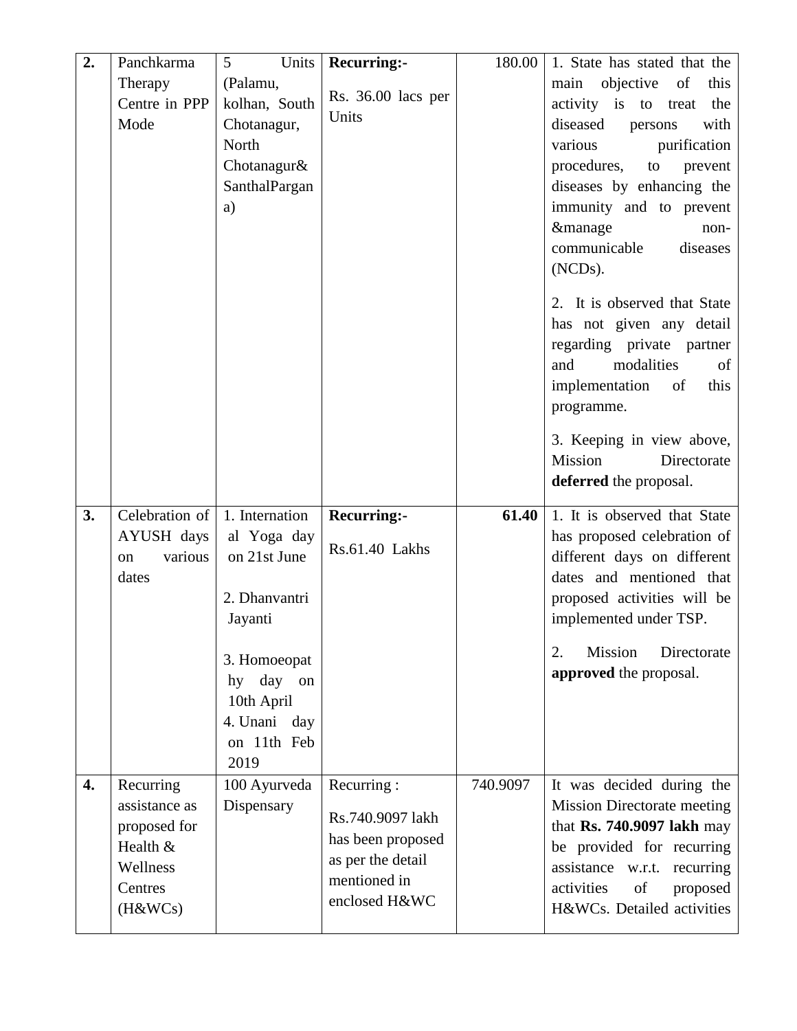| **2.** | Panchkarma Therapy Centre in PPP Mode | 5 Units (Palamu, kolhan, South Chotanagur, North Chotanagur& SanthalPargana) | **Recurring:-** Rs. 36.00 lacs per Units | 180.00 | 1. State has stated that the main objective of this activity is to treat the diseased persons with various purification procedures, to prevent diseases by enhancing the immunity and to prevent &manage non-communicable diseases (NCDs).<br><br>2. It is observed that State has not given any detail regarding private partner and modalities of implementation of this programme.<br><br>3. Keeping in view above, Mission Directorate **deferred** the proposal. |
|---|---|---|---|---|---|
| **3.** | Celebration of AYUSH days on various dates | 1. International Yoga day on 21st June<br><br>2. Dhanvantri Jayanti<br><br>3. Homoeopathy day on 10th April<br>4. Unani day on 11th Feb 2019 | **Recurring:-** Rs.61.40 Lakhs | **61.40** | 1. It is observed that State has proposed celebration of different days on different dates and mentioned that proposed activities will be implemented under TSP.<br><br>2. Mission Directorate **approved** the proposal. |
| **4.** | Recurring assistance as proposed for Health & Wellness Centres (H&WCs) | 100 Ayurveda Dispensary | Recurring : Rs.740.9097 lakh has been proposed as per the detail mentioned in enclosed H&WC | 740.9097 | It was decided during the Mission Directorate meeting that **Rs. 740.9097 lakh** may be provided for recurring assistance w.r.t. recurring activities of proposed H&WCs. Detailed activities |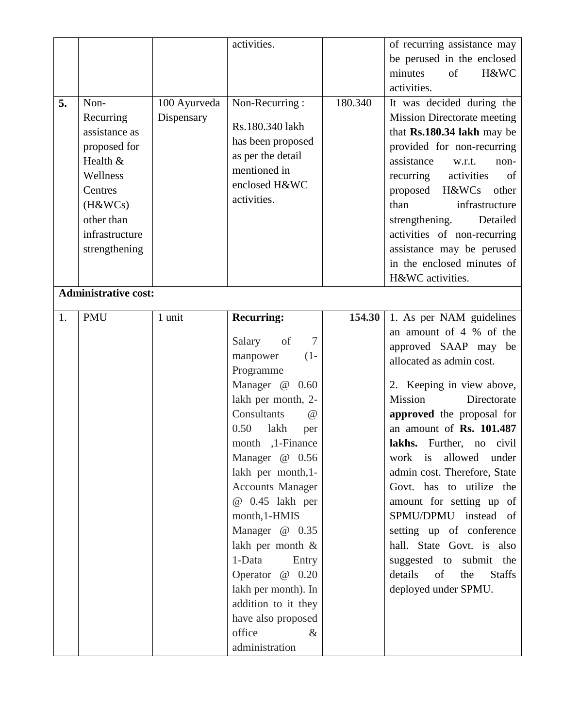| | | | activities. | | of recurring assistance may be perused in the enclosed minutes of H&WC activities. |
|---|---|---|---|---|---|
| **5.** | Non-Recurring assistance as proposed for Health & Wellness Centres (H&WCs) other than infrastructure strengthening | 100 Ayurveda Dispensary | Non-Recurring :<br><br>Rs.180.340 lakh has been proposed as per the detail mentioned in enclosed H&WC activities. | 180.340 | It was decided during the Mission Directorate meeting that **Rs.180.34 lakh** may be provided for non-recurring assistance w.r.t. non-recurring activities of proposed H&WCs other than infrastructure strengthening. Detailed activities of non-recurring assistance may be perused in the enclosed minutes of H&WC activities. |
| | **Administrative cost:** | | | | |
| 1. | PMU | 1 unit | **Recurring:**<br><br>Salary of 7 manpower (1-Programme Manager @ 0.60 lakh per month, 2-Consultants @ 0.50 lakh per month ,1-Finance Manager @ 0.56 lakh per month,1-Accounts Manager @ 0.45 lakh per month,1-HMIS Manager @ 0.35 lakh per month & 1-Data Entry Operator @ 0.20 lakh per month). In addition to it they have also proposed office & administration | **154.30** | 1. As per NAM guidelines an amount of 4 % of the approved SAAP may be allocated as admin cost.<br><br>2. Keeping in view above, Mission Directorate **approved** the proposal for an amount of **Rs. 101.487 lakhs.** Further, no civil work is allowed under admin cost. Therefore, State Govt. has to utilize the amount for setting up of SPMU/DPMU instead of setting up of conference hall. State Govt. is also suggested to submit the details of the Staffs deployed under SPMU. |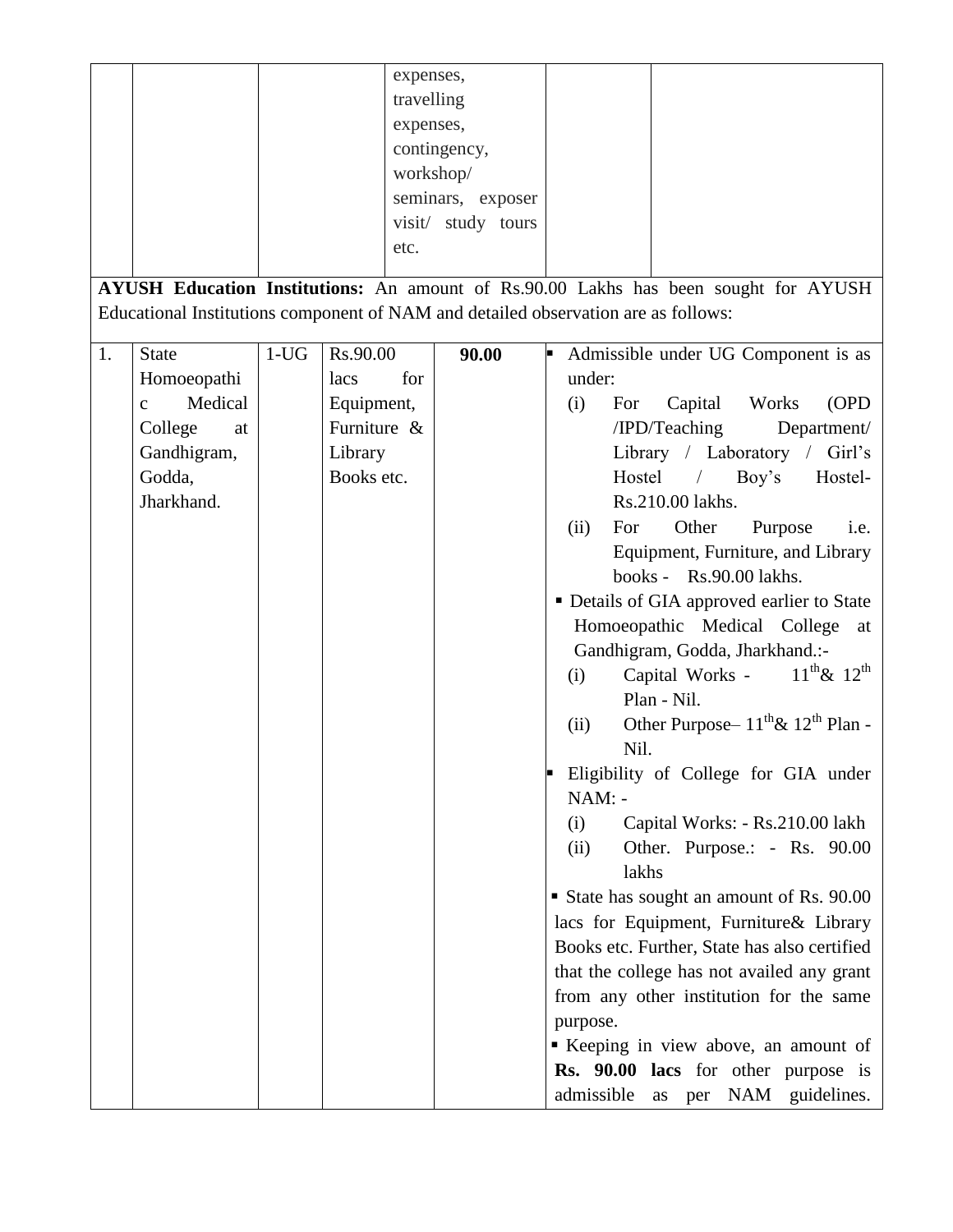| | | | | | | |
|---|---|---|---|---|---|---|
| | | | | expenses, travelling expenses, contingency, workshop/ seminars, exposer visit/ study tours etc. | | |

**AYUSH Education Institutions:** An amount of Rs.90.00 Lakhs has been sought for AYUSH Educational Institutions component of NAM and detailed observation are as follows:

| | | | | | |
|---|---|---|---|---|---|
| 1. | State Homoeopathic Medical College at Gandhigram, Godda, Jharkhand. | 1-UG | Rs.90.00 lacs for Equipment, Furniture & Library Books etc. | **90.00** | ▪ Admissible under UG Component is as under:<br>(i) For Capital Works (OPD /IPD/Teaching Department/ Library / Laboratory / Girl's Hostel / Boy's Hostel- Rs.210.00 lakhs.<br>(ii) For Other Purpose i.e. Equipment, Furniture, and Library books - Rs.90.00 lakhs.<br>▪ Details of GIA approved earlier to State Homoeopathic Medical College at Gandhigram, Godda, Jharkhand.:-<br>(i) Capital Works - $11^{th}$& $12^{th}$ Plan - Nil.<br>(ii) Other Purpose– $11^{th}$& $12^{th}$ Plan - Nil.<br>▪ Eligibility of College for GIA under NAM: -<br>(i) Capital Works: - Rs.210.00 lakh<br>(ii) Other. Purpose.: - Rs. 90.00 lakhs<br>▪ State has sought an amount of Rs. 90.00 lacs for Equipment, Furniture& Library Books etc. Further, State has also certified that the college has not availed any grant from any other institution for the same purpose.<br>▪ Keeping in view above, an amount of **Rs. 90.00 lacs** for other purpose is admissible as per NAM guidelines. |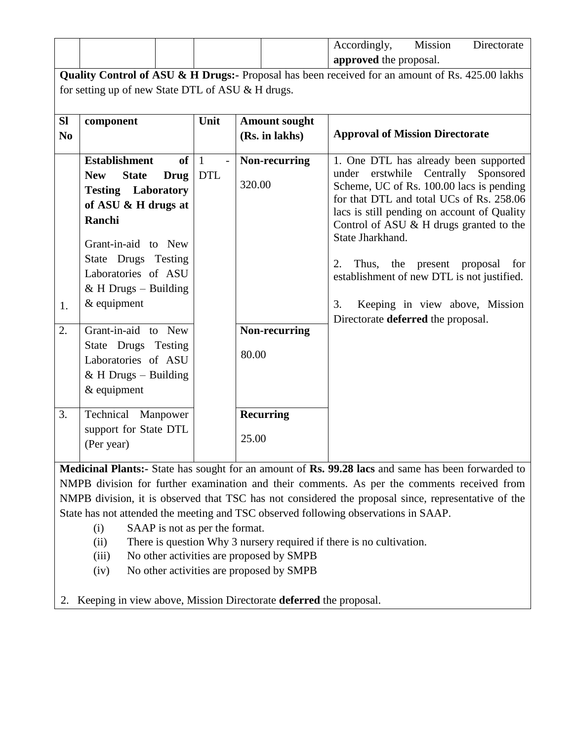| | | | | | |
|---|---|---|---|---|---|
| | | | | | Accordingly, Mission Directorate **approved** the proposal. |

**Quality Control of ASU & H Drugs:-** Proposal has been received for an amount of Rs. 425.00 lakhs for setting up of new State DTL of ASU & H drugs.

| Sl No | component | Unit | Amount sought (Rs. in lakhs) | Approval of Mission Directorate |
|---|---|---|---|---|
| 1. | **Establishment of New State Drug Testing Laboratory of ASU & H drugs at Ranchi**<br><br>Grant-in-aid to New State Drugs Testing Laboratories of ASU & H Drugs – Building & equipment | 1 - DTL | **Non-recurring**<br><br>320.00 | 1. One DTL has already been supported under erstwhile Centrally Sponsored Scheme, UC of Rs. 100.00 lacs is pending for that DTL and total UCs of Rs. 258.06 lacs is still pending on account of Quality Control of ASU & H drugs granted to the State Jharkhand.<br><br>2. Thus, the present proposal for establishment of new DTL is not justified.<br><br>3. Keeping in view above, Mission Directorate **deferred** the proposal. |
| 2. | Grant-in-aid to New State Drugs Testing Laboratories of ASU & H Drugs – Building & equipment | | **Non-recurring**<br><br>80.00 | |
| 3. | Technical Manpower support for State DTL (Per year) | | **Recurring**<br><br>25.00 | |

**Medicinal Plants:-** State has sought for an amount of **Rs. 99.28 lacs** and same has been forwarded to NMPB division for further examination and their comments. As per the comments received from NMPB division, it is observed that TSC has not considered the proposal since, representative of the State has not attended the meeting and TSC observed following observations in SAAP.

(i) SAAP is not as per the format.

(ii) There is question Why 3 nursery required if there is no cultivation.

(iii) No other activities are proposed by SMPB

(iv) No other activities are proposed by SMPB

2. Keeping in view above, Mission Directorate **deferred** the proposal.